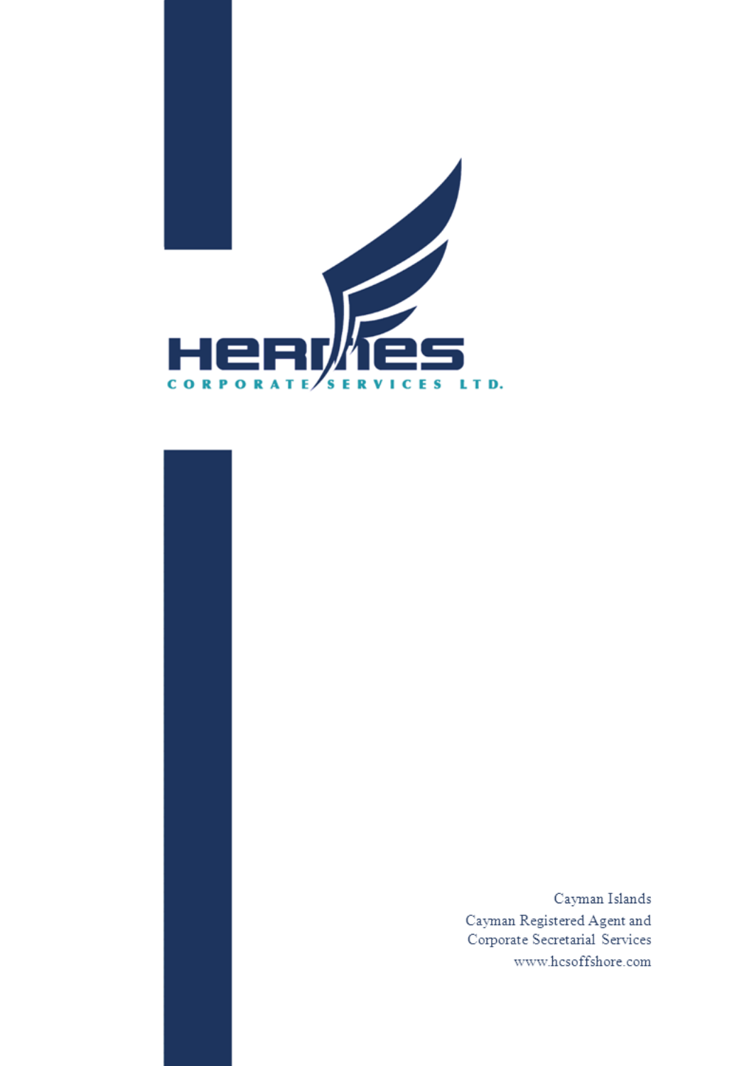# HERMES

CORPORATE SERVICES LTD.

Cayman Islands
Cayman Registered Agent and
Corporate Secretarial Services
www.hcsoffshore.com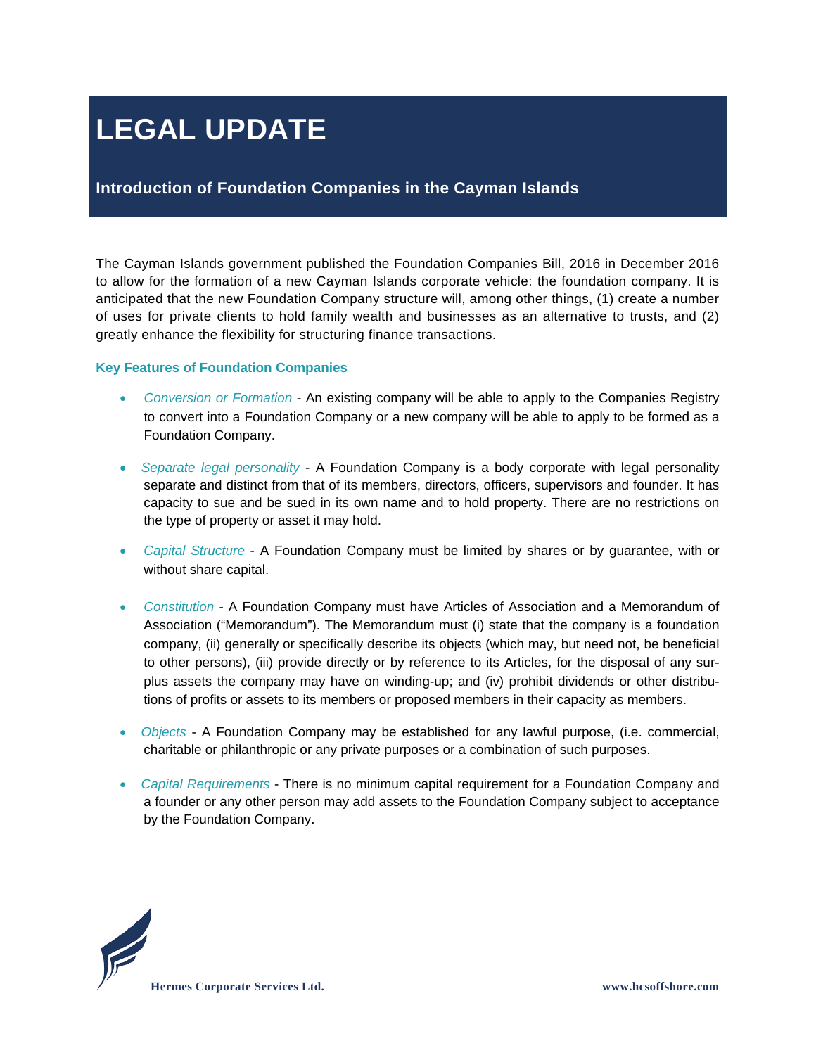# LEGAL UPDATE

## Introduction of Foundation Companies in the Cayman Islands

The Cayman Islands government published the Foundation Companies Bill, 2016 in December 2016 to allow for the formation of a new Cayman Islands corporate vehicle: the foundation company. It is anticipated that the new Foundation Company structure will, among other things, (1) create a number of uses for private clients to hold family wealth and businesses as an alternative to trusts, and (2) greatly enhance the flexibility for structuring finance transactions.

### Key Features of Foundation Companies

- *Conversion or Formation* - An existing company will be able to apply to the Companies Registry to convert into a Foundation Company or a new company will be able to apply to be formed as a Foundation Company.
- *Separate legal personality* - A Foundation Company is a body corporate with legal personality separate and distinct from that of its members, directors, officers, supervisors and founder. It has capacity to sue and be sued in its own name and to hold property. There are no restrictions on the type of property or asset it may hold.
- *Capital Structure* - A Foundation Company must be limited by shares or by guarantee, with or without share capital.
- *Constitution* - A Foundation Company must have Articles of Association and a Memorandum of Association ("Memorandum"). The Memorandum must (i) state that the company is a foundation company, (ii) generally or specifically describe its objects (which may, but need not, be beneficial to other persons), (iii) provide directly or by reference to its Articles, for the disposal of any surplus assets the company may have on winding-up; and (iv) prohibit dividends or other distributions of profits or assets to its members or proposed members in their capacity as members.
- *Objects* - A Foundation Company may be established for any lawful purpose, (i.e. commercial, charitable or philanthropic or any private purposes or a combination of such purposes.
- *Capital Requirements* - There is no minimum capital requirement for a Foundation Company and a founder or any other person may add assets to the Foundation Company subject to acceptance by the Foundation Company.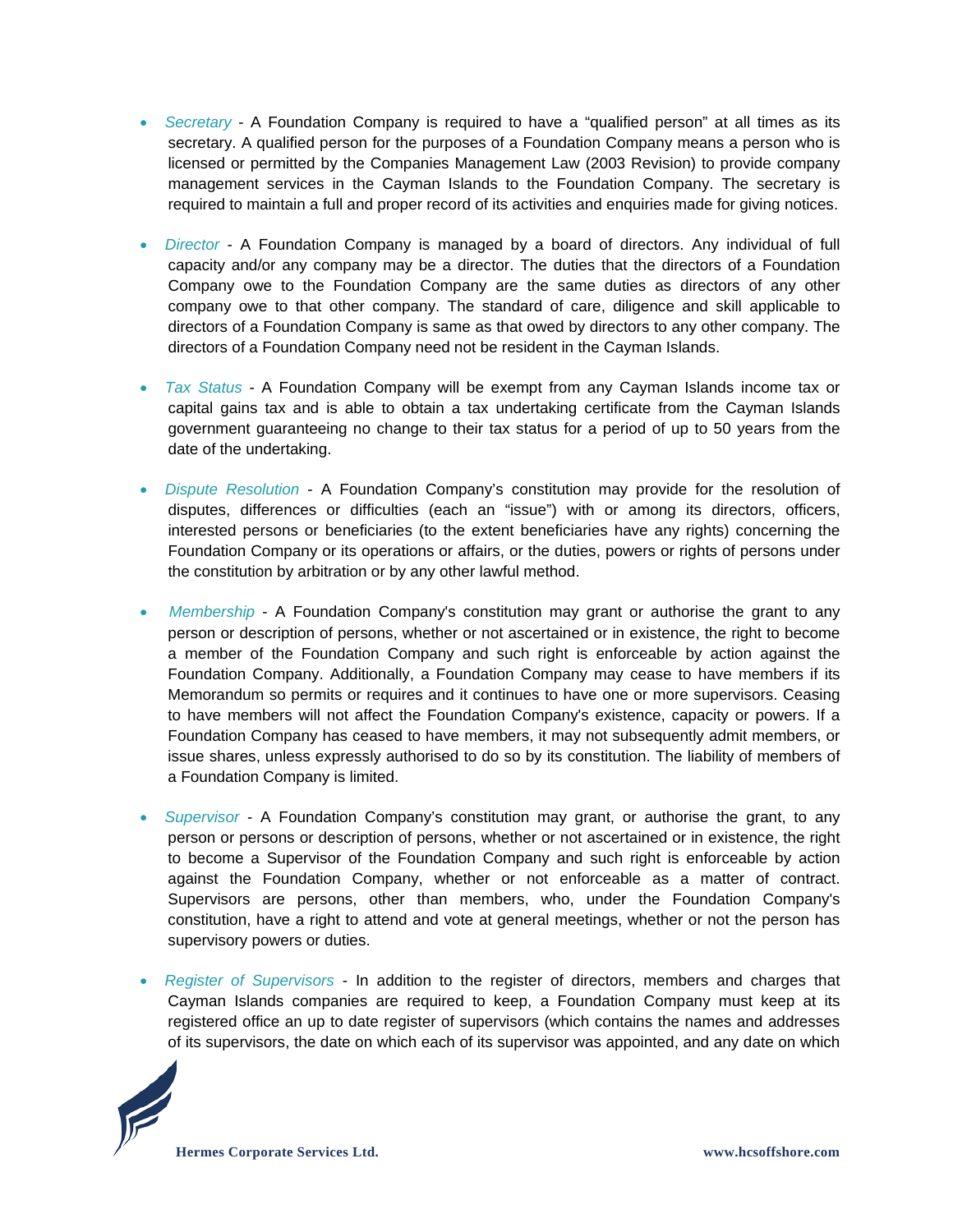- *Secretary* - A Foundation Company is required to have a “qualified person” at all times as its secretary. A qualified person for the purposes of a Foundation Company means a person who is licensed or permitted by the Companies Management Law (2003 Revision) to provide company management services in the Cayman Islands to the Foundation Company. The secretary is required to maintain a full and proper record of its activities and enquiries made for giving notices.

- *Director* - A Foundation Company is managed by a board of directors. Any individual of full capacity and/or any company may be a director. The duties that the directors of a Foundation Company owe to the Foundation Company are the same duties as directors of any other company owe to that other company. The standard of care, diligence and skill applicable to directors of a Foundation Company is same as that owed by directors to any other company. The directors of a Foundation Company need not be resident in the Cayman Islands.

- *Tax Status* - A Foundation Company will be exempt from any Cayman Islands income tax or capital gains tax and is able to obtain a tax undertaking certificate from the Cayman Islands government guaranteeing no change to their tax status for a period of up to 50 years from the date of the undertaking.

- *Dispute Resolution* - A Foundation Company’s constitution may provide for the resolution of disputes, differences or difficulties (each an “issue”) with or among its directors, officers, interested persons or beneficiaries (to the extent beneficiaries have any rights) concerning the Foundation Company or its operations or affairs, or the duties, powers or rights of persons under the constitution by arbitration or by any other lawful method.

- *Membership* - A Foundation Company's constitution may grant or authorise the grant to any person or description of persons, whether or not ascertained or in existence, the right to become a member of the Foundation Company and such right is enforceable by action against the Foundation Company. Additionally, a Foundation Company may cease to have members if its Memorandum so permits or requires and it continues to have one or more supervisors. Ceasing to have members will not affect the Foundation Company's existence, capacity or powers. If a Foundation Company has ceased to have members, it may not subsequently admit members, or issue shares, unless expressly authorised to do so by its constitution. The liability of members of a Foundation Company is limited.

- *Supervisor* - A Foundation Company’s constitution may grant, or authorise the grant, to any person or persons or description of persons, whether or not ascertained or in existence, the right to become a Supervisor of the Foundation Company and such right is enforceable by action against the Foundation Company, whether or not enforceable as a matter of contract. Supervisors are persons, other than members, who, under the Foundation Company's constitution, have a right to attend and vote at general meetings, whether or not the person has supervisory powers or duties.

- *Register of Supervisors* - In addition to the register of directors, members and charges that Cayman Islands companies are required to keep, a Foundation Company must keep at its registered office an up to date register of supervisors (which contains the names and addresses of its supervisors, the date on which each of its supervisor was appointed, and any date on which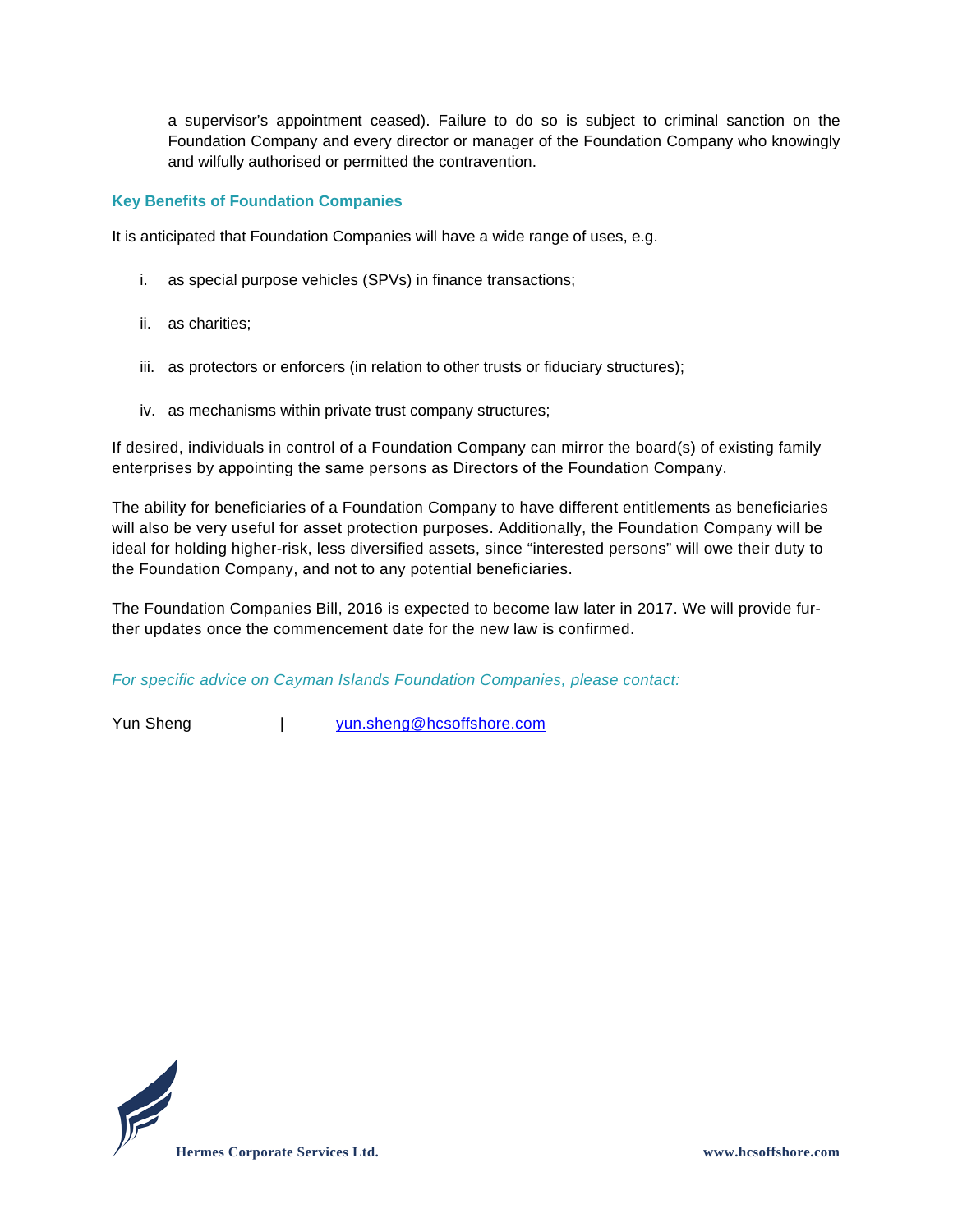a supervisor's appointment ceased). Failure to do so is subject to criminal sanction on the Foundation Company and every director or manager of the Foundation Company who knowingly and wilfully authorised or permitted the contravention.

### Key Benefits of Foundation Companies

It is anticipated that Foundation Companies will have a wide range of uses, e.g.

i. as special purpose vehicles (SPVs) in finance transactions;

ii. as charities;

iii. as protectors or enforcers (in relation to other trusts or fiduciary structures);

iv. as mechanisms within private trust company structures;

If desired, individuals in control of a Foundation Company can mirror the board(s) of existing family enterprises by appointing the same persons as Directors of the Foundation Company.

The ability for beneficiaries of a Foundation Company to have different entitlements as beneficiaries will also be very useful for asset protection purposes. Additionally, the Foundation Company will be ideal for holding higher-risk, less diversified assets, since "interested persons" will owe their duty to the Foundation Company, and not to any potential beneficiaries.

The Foundation Companies Bill, 2016 is expected to become law later in 2017. We will provide further updates once the commencement date for the new law is confirmed.

*For specific advice on Cayman Islands Foundation Companies, please contact:*

Yun Sheng | yun.sheng@hcsoffshore.com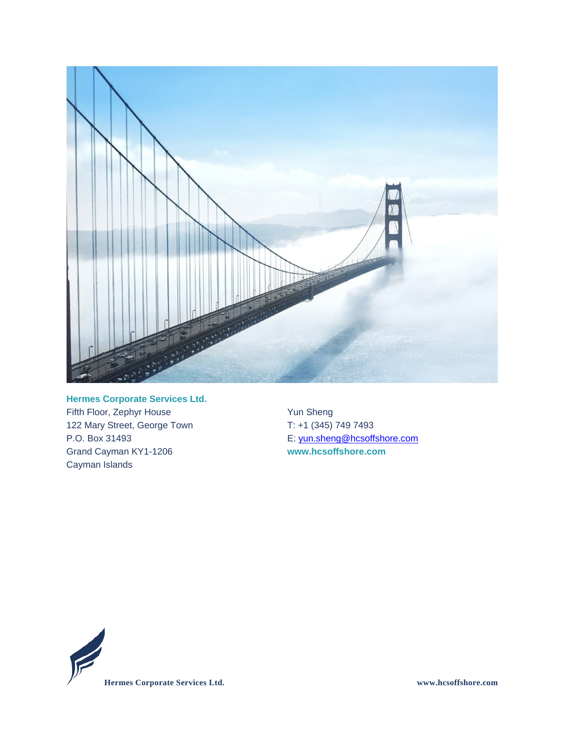**Hermes Corporate Services Ltd.**
Fifth Floor, Zephyr House
122 Mary Street, George Town
P.O. Box 31493
Grand Cayman KY1-1206
Cayman Islands

Yun Sheng
T: +1 (345) 749 7493
E: yun.sheng@hcsoffshore.com
**www.hcsoffshore.com**